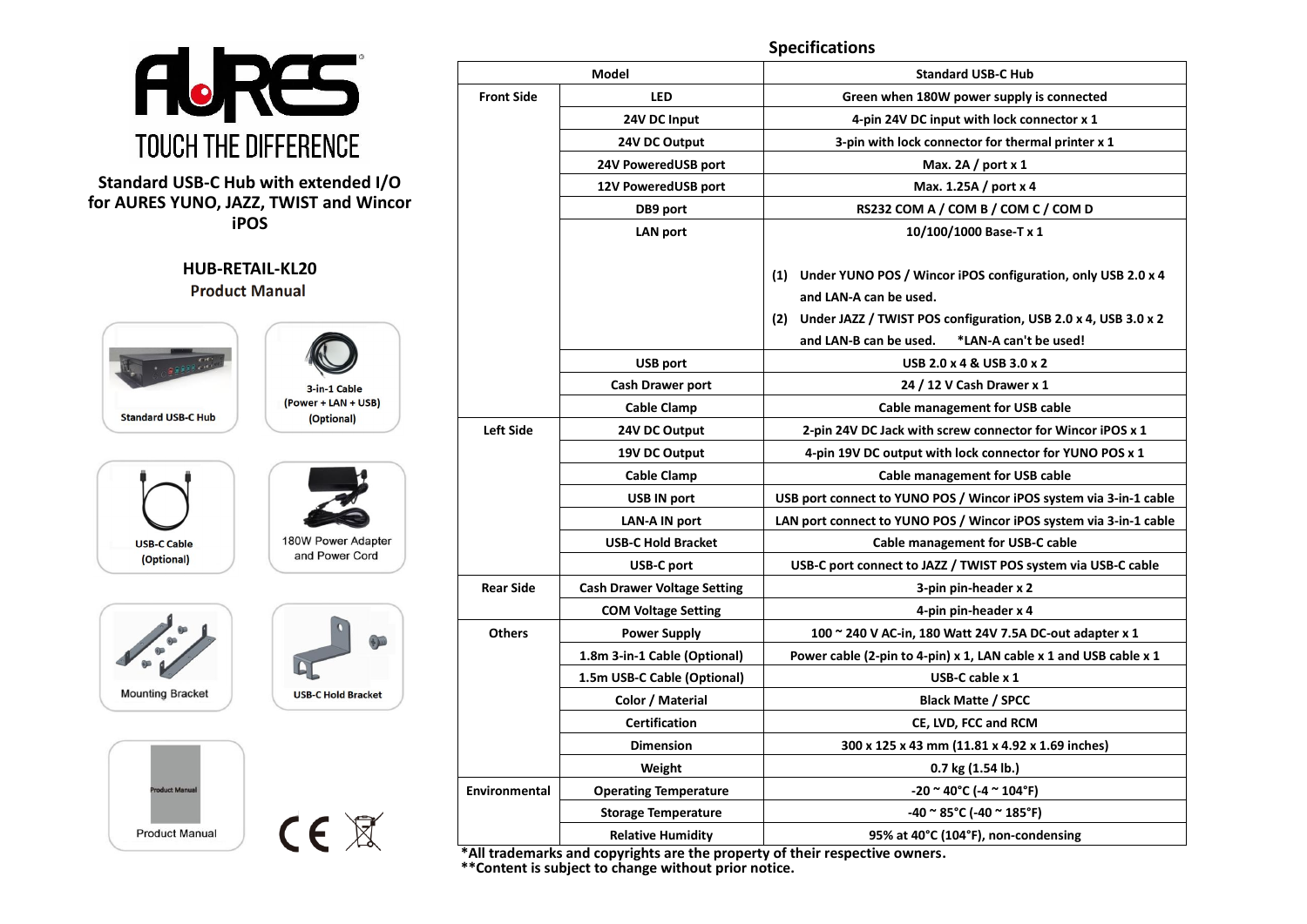AURES
TOUCH THE DIFFERENCE

# Standard USB-C Hub with extended I/O for AURES YUNO, JAZZ, TWIST and Wincor iPOS

## HUB-RETAIL-KL20

**Product Manual**

Standard USB-C Hub

3-in-1 Cable (Power + LAN + USB) (Optional)

USB-C Cable (Optional)

180W Power Adapter and Power Cord

Mounting Bracket

USB-C Hold Bracket

Product Manual

## Specifications

| Model | | Standard USB-C Hub |
|---|---|---|
| Front Side | LED | Green when 180W power supply is connected |
| | 24V DC Input | 4-pin 24V DC input with lock connector x 1 |
| | 24V DC Output | 3-pin with lock connector for thermal printer x 1 |
| | 24V PoweredUSB port | Max. 2A / port x 1 |
| | 12V PoweredUSB port | Max. 1.25A / port x 4 |
| | DB9 port | RS232 COM A / COM B / COM C / COM D |
| | LAN port | 10/100/1000 Base-T x 1<br><br>(1) Under YUNO POS / Wincor iPOS configuration, only USB 2.0 x 4 and LAN-A can be used.<br>(2) Under JAZZ / TWIST POS configuration, USB 2.0 x 4, USB 3.0 x 2 and LAN-B can be used. *LAN-A can't be used! |
| | USB port | USB 2.0 x 4 & USB 3.0 x 2 |
| | Cash Drawer port | 24 / 12 V Cash Drawer x 1 |
| | Cable Clamp | Cable management for USB cable |
| Left Side | 24V DC Output | 2-pin 24V DC Jack with screw connector for Wincor iPOS x 1 |
| | 19V DC Output | 4-pin 19V DC output with lock connector for YUNO POS x 1 |
| | Cable Clamp | Cable management for USB cable |
| | USB IN port | USB port connect to YUNO POS / Wincor iPOS system via 3-in-1 cable |
| | LAN-A IN port | LAN port connect to YUNO POS / Wincor iPOS system via 3-in-1 cable |
| | USB-C Hold Bracket | Cable management for USB-C cable |
| | USB-C port | USB-C port connect to JAZZ / TWIST POS system via USB-C cable |
| Rear Side | Cash Drawer Voltage Setting | 3-pin pin-header x 2 |
| | COM Voltage Setting | 4-pin pin-header x 4 |
| Others | Power Supply | 100 ~ 240 V AC-in, 180 Watt 24V 7.5A DC-out adapter x 1 |
| | 1.8m 3-in-1 Cable (Optional) | Power cable (2-pin to 4-pin) x 1, LAN cable x 1 and USB cable x 1 |
| | 1.5m USB-C Cable (Optional) | USB-C cable x 1 |
| | Color / Material | Black Matte / SPCC |
| | Certification | CE, LVD, FCC and RCM |
| | Dimension | 300 x 125 x 43 mm (11.81 x 4.92 x 1.69 inches) |
| | Weight | 0.7 kg (1.54 lb.) |
| Environmental | Operating Temperature | -20 ~ 40°C (-4 ~ 104°F) |
| | Storage Temperature | -40 ~ 85°C (-40 ~ 185°F) |
| | Relative Humidity | 95% at 40°C (104°F), non-condensing |

**\*All trademarks and copyrights are the property of their respective owners.**
**\*\*Content is subject to change without prior notice.**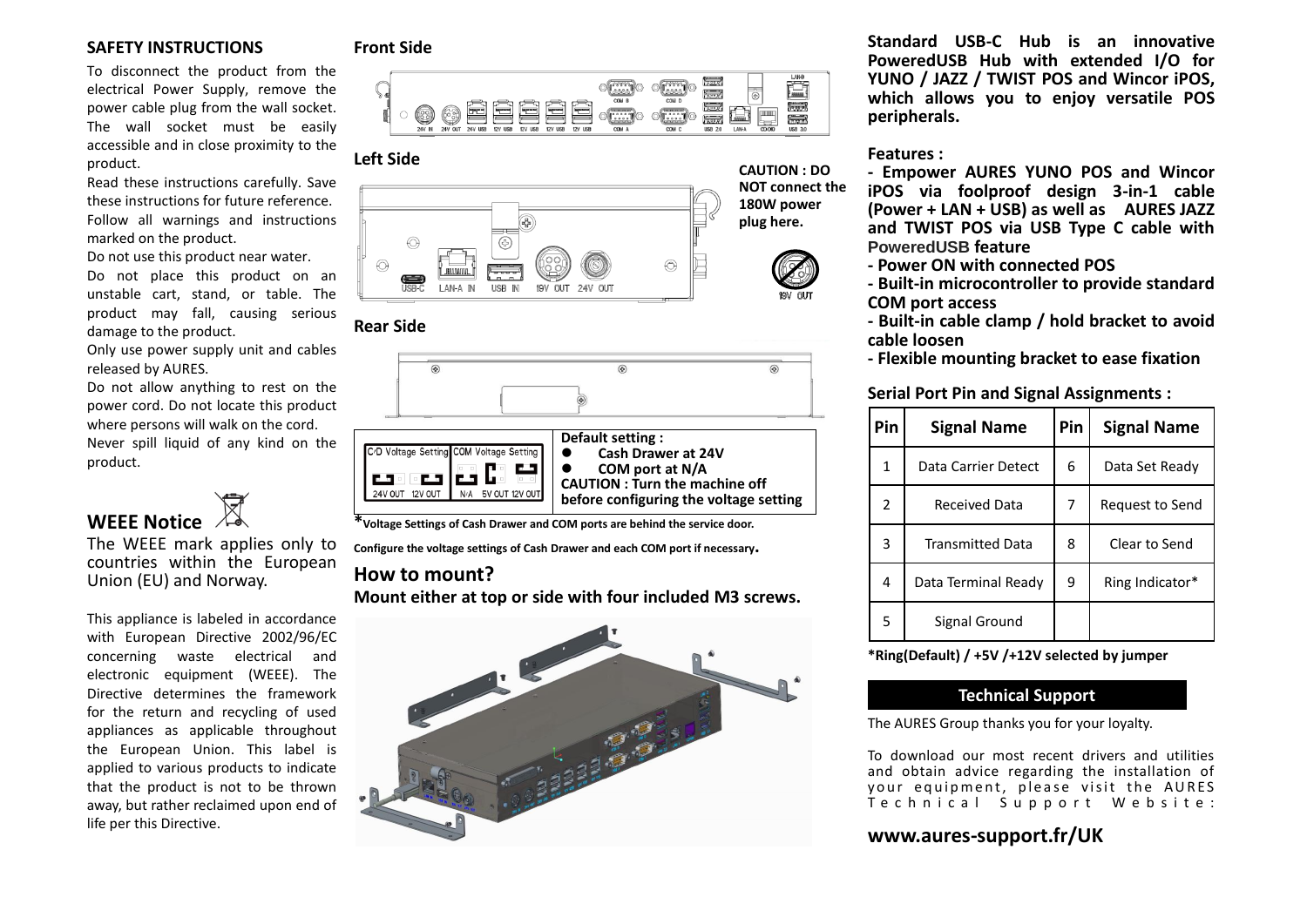## SAFETY INSTRUCTIONS

To disconnect the product from the electrical Power Supply, remove the power cable plug from the wall socket. The wall socket must be easily accessible and in close proximity to the product.

Read these instructions carefully. Save these instructions for future reference.

Follow all warnings and instructions marked on the product.

Do not use this product near water.

Do not place this product on an unstable cart, stand, or table. The product may fall, causing serious damage to the product.

Only use power supply unit and cables released by AURES.

Do not allow anything to rest on the power cord. Do not locate this product where persons will walk on the cord.

Never spill liquid of any kind on the product.

## WEEE Notice

The WEEE mark applies only to countries within the European Union (EU) and Norway.

This appliance is labeled in accordance with European Directive 2002/96/EC concerning waste electrical and electronic equipment (WEEE). The Directive determines the framework for the return and recycling of used appliances as applicable throughout the European Union. This label is applied to various products to indicate that the product is not to be thrown away, but rather reclaimed upon end of life per this Directive.

**Front Side**

24V IN 24V OUT 24V USB 12V USB 12V USB 12V USB 12V USB COM B COM D COM A COM C USB 2.0 LAN-A CD/OD LAN-B USB 3.0

**Left Side**

USB-C LAN-A IN USB IN 19V OUT 24V OUT

**CAUTION : DO NOT connect the 180W power plug here.**

19V OUT

**Rear Side**

C/D Voltage Setting: 24V OUT 12V OUT

COM Voltage Setting: N/A 5V OUT 12V OUT

**Default setting :**
- **Cash Drawer at 24V**
- **COM port at N/A**

**CAUTION : Turn the machine off before configuring the voltage setting**

***Voltage Settings of Cash Drawer and COM ports are behind the service door.**

**Configure the voltage settings of Cash Drawer and each COM port if necessary.**

## How to mount?

**Mount either at top or side with four included M3 screws.**

**Standard USB-C Hub is an innovative PoweredUSB Hub with extended I/O for YUNO / JAZZ / TWIST POS and Wincor iPOS, which allows you to enjoy versatile POS peripherals.**

**Features :**

- **Empower AURES YUNO POS and Wincor iPOS via foolproof design 3-in-1 cable (Power + LAN + USB) as well as AURES JAZZ and TWIST POS via USB Type C cable with PoweredUSB feature**
- **Power ON with connected POS**
- **Built-in microcontroller to provide standard COM port access**
- **Built-in cable clamp / hold bracket to avoid cable loosen**
- **Flexible mounting bracket to ease fixation**

**Serial Port Pin and Signal Assignments :**

| Pin | Signal Name | Pin | Signal Name |
|---|---|---|---|
| 1 | Data Carrier Detect | 6 | Data Set Ready |
| 2 | Received Data | 7 | Request to Send |
| 3 | Transmitted Data | 8 | Clear to Send |
| 4 | Data Terminal Ready | 9 | Ring Indicator* |
| 5 | Signal Ground | | |

**\*Ring(Default) / +5V /+12V selected by jumper**

**Technical Support**

The AURES Group thanks you for your loyalty.

To download our most recent drivers and utilities and obtain advice regarding the installation of your equipment, please visit the AURES Technical Support Website:

**www.aures-support.fr/UK**